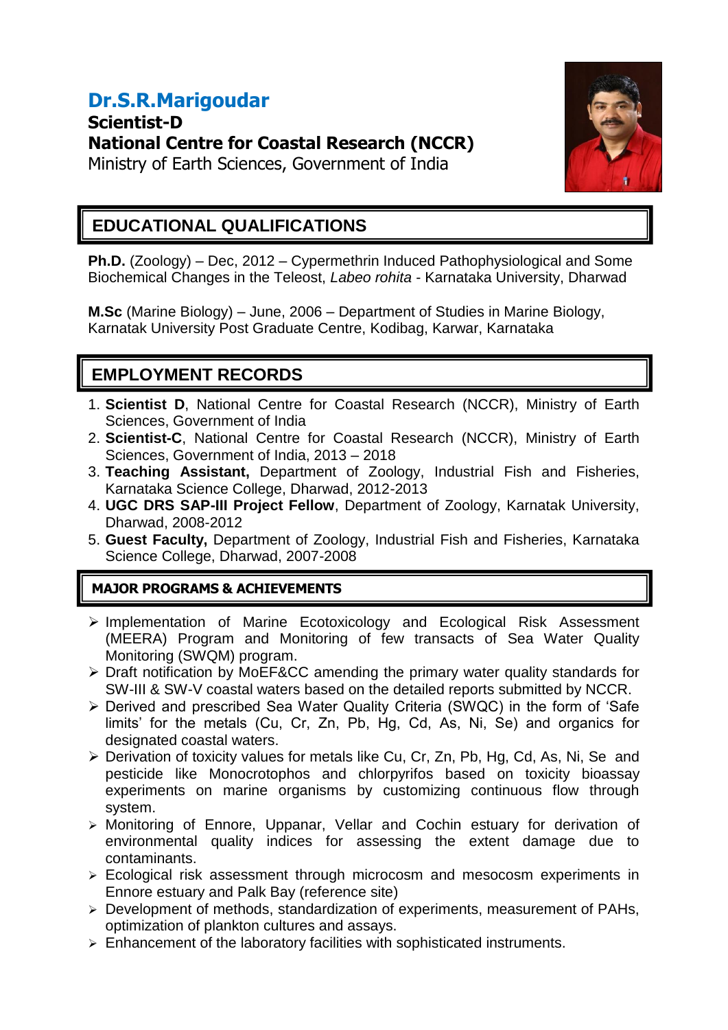# Dr.S.R.Marigoudar

**Scientist-D**
**National Centre for Coastal Research (NCCR)**
Ministry of Earth Sciences, Government of India

## EDUCATIONAL QUALIFICATIONS

**Ph.D.** (Zoology) – Dec, 2012 – Cypermethrin Induced Pathophysiological and Some Biochemical Changes in the Teleost, *Labeo rohita* - Karnataka University, Dharwad

**M.Sc** (Marine Biology) – June, 2006 – Department of Studies in Marine Biology, Karnatak University Post Graduate Centre, Kodibag, Karwar, Karnataka

## EMPLOYMENT RECORDS

1. **Scientist D**, National Centre for Coastal Research (NCCR), Ministry of Earth Sciences, Government of India
2. **Scientist-C**, National Centre for Coastal Research (NCCR), Ministry of Earth Sciences, Government of India, 2013 – 2018
3. **Teaching Assistant,** Department of Zoology, Industrial Fish and Fisheries, Karnataka Science College, Dharwad, 2012-2013
4. **UGC DRS SAP-III Project Fellow**, Department of Zoology, Karnatak University, Dharwad, 2008-2012
5. **Guest Faculty,** Department of Zoology, Industrial Fish and Fisheries, Karnataka Science College, Dharwad, 2007-2008

## MAJOR PROGRAMS & ACHIEVEMENTS

- Implementation of Marine Ecotoxicology and Ecological Risk Assessment (MEERA) Program and Monitoring of few transacts of Sea Water Quality Monitoring (SWQM) program.
- Draft notification by MoEF&CC amending the primary water quality standards for SW-III & SW-V coastal waters based on the detailed reports submitted by NCCR.
- Derived and prescribed Sea Water Quality Criteria (SWQC) in the form of 'Safe limits' for the metals (Cu, Cr, Zn, Pb, Hg, Cd, As, Ni, Se) and organics for designated coastal waters.
- Derivation of toxicity values for metals like Cu, Cr, Zn, Pb, Hg, Cd, As, Ni, Se and pesticide like Monocrotophos and chlorpyrifos based on toxicity bioassay experiments on marine organisms by customizing continuous flow through system.
- Monitoring of Ennore, Uppanar, Vellar and Cochin estuary for derivation of environmental quality indices for assessing the extent damage due to contaminants.
- Ecological risk assessment through microcosm and mesocosm experiments in Ennore estuary and Palk Bay (reference site)
- Development of methods, standardization of experiments, measurement of PAHs, optimization of plankton cultures and assays.
- Enhancement of the laboratory facilities with sophisticated instruments.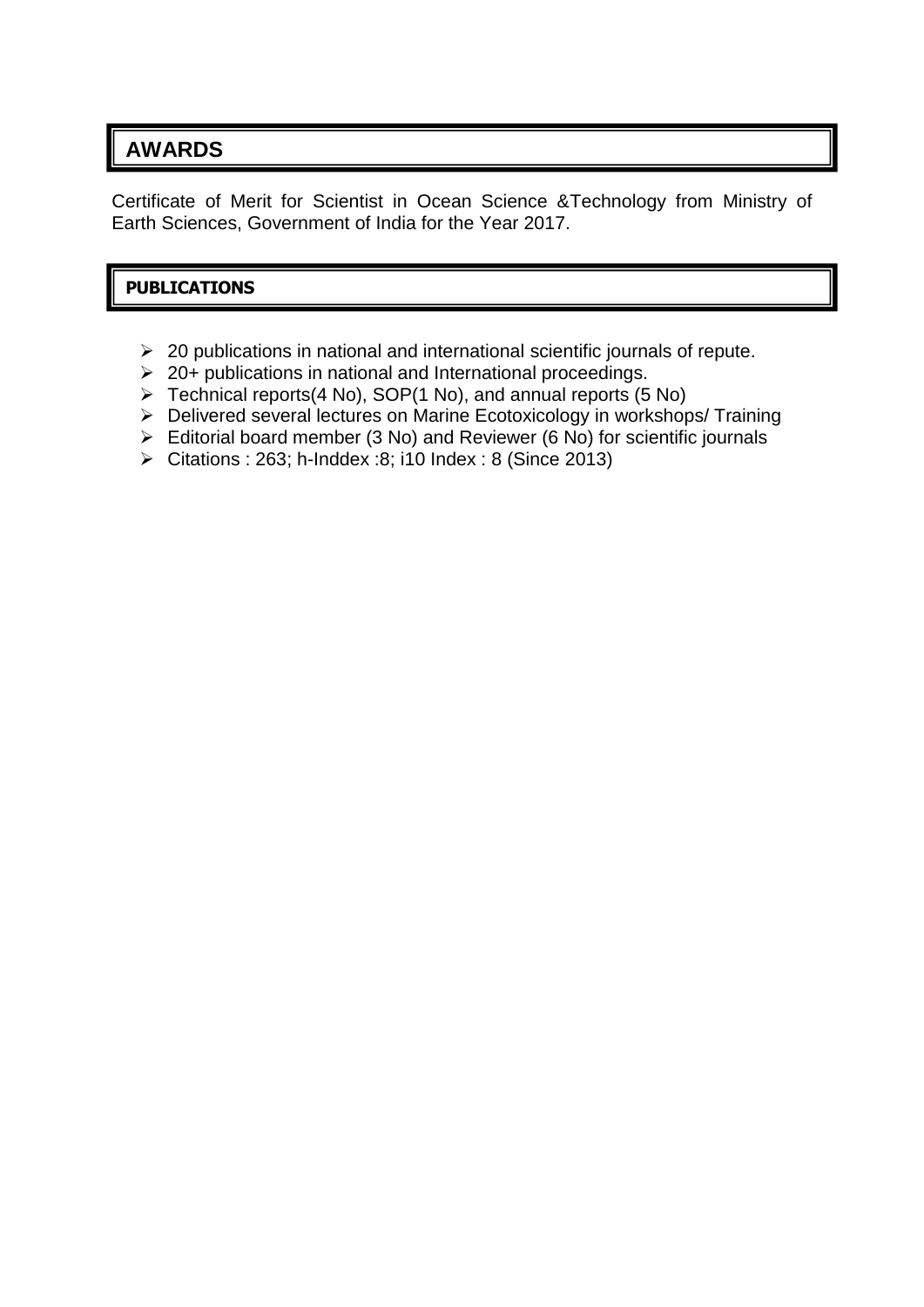## AWARDS

Certificate of Merit for Scientist in Ocean Science &Technology from Ministry of Earth Sciences, Government of India for the Year 2017.

## PUBLICATIONS

- 20 publications in national and international scientific journals of repute.
- 20+ publications in national and International proceedings.
- Technical reports(4 No), SOP(1 No), and annual reports (5 No)
- Delivered several lectures on Marine Ecotoxicology in workshops/ Training
- Editorial board member (3 No) and Reviewer (6 No) for scientific journals
- Citations : 263; h-Inddex :8; i10 Index : 8 (Since 2013)